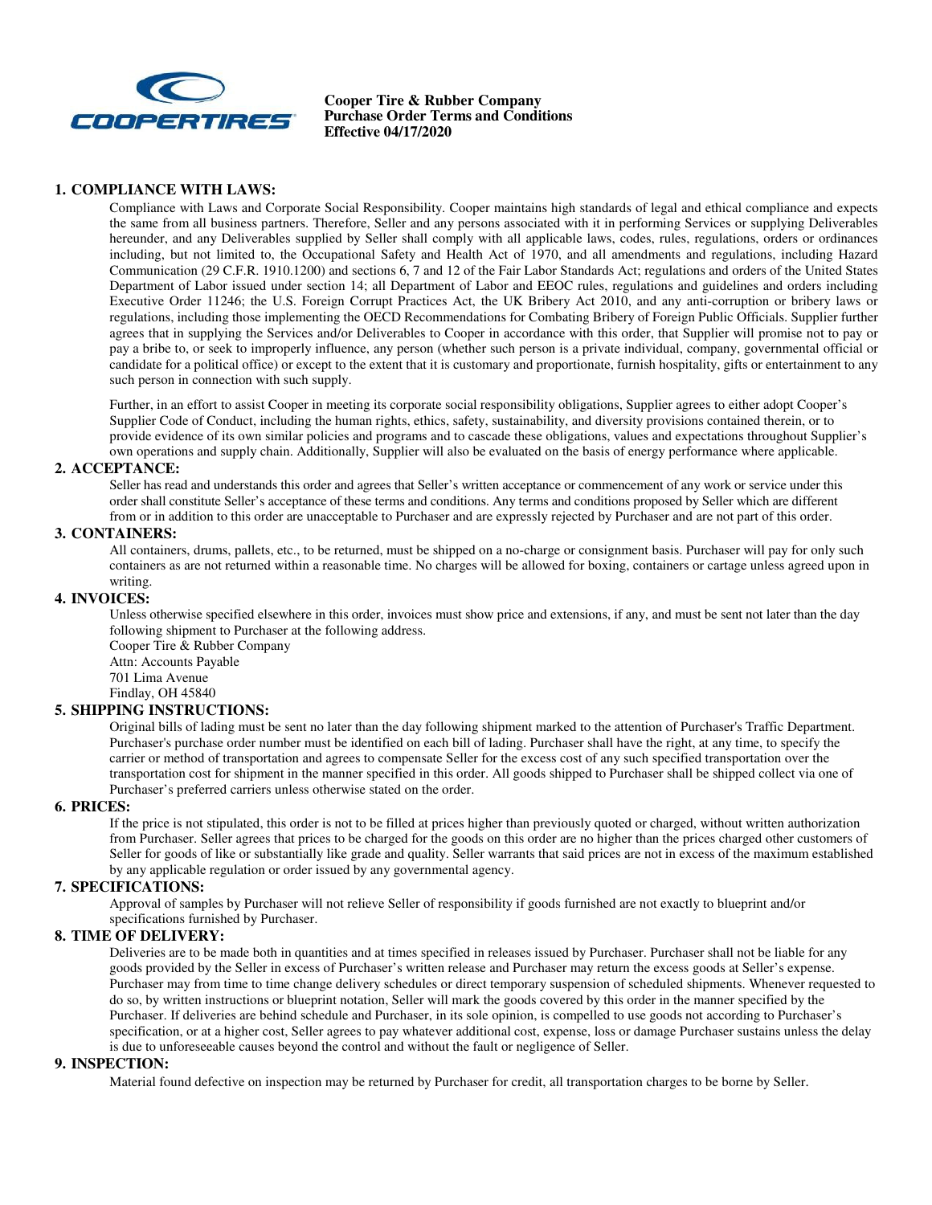**Cooper Tire & Rubber Company**
**Purchase Order Terms and Conditions**
**Effective 04/17/2020**

## 1. COMPLIANCE WITH LAWS:

Compliance with Laws and Corporate Social Responsibility. Cooper maintains high standards of legal and ethical compliance and expects the same from all business partners. Therefore, Seller and any persons associated with it in performing Services or supplying Deliverables hereunder, and any Deliverables supplied by Seller shall comply with all applicable laws, codes, rules, regulations, orders or ordinances including, but not limited to, the Occupational Safety and Health Act of 1970, and all amendments and regulations, including Hazard Communication (29 C.F.R. 1910.1200) and sections 6, 7 and 12 of the Fair Labor Standards Act; regulations and orders of the United States Department of Labor issued under section 14; all Department of Labor and EEOC rules, regulations and guidelines and orders including Executive Order 11246; the U.S. Foreign Corrupt Practices Act, the UK Bribery Act 2010, and any anti-corruption or bribery laws or regulations, including those implementing the OECD Recommendations for Combating Bribery of Foreign Public Officials. Supplier further agrees that in supplying the Services and/or Deliverables to Cooper in accordance with this order, that Supplier will promise not to pay or pay a bribe to, or seek to improperly influence, any person (whether such person is a private individual, company, governmental official or candidate for a political office) or except to the extent that it is customary and proportionate, furnish hospitality, gifts or entertainment to any such person in connection with such supply.

Further, in an effort to assist Cooper in meeting its corporate social responsibility obligations, Supplier agrees to either adopt Cooper's Supplier Code of Conduct, including the human rights, ethics, safety, sustainability, and diversity provisions contained therein, or to provide evidence of its own similar policies and programs and to cascade these obligations, values and expectations throughout Supplier's own operations and supply chain. Additionally, Supplier will also be evaluated on the basis of energy performance where applicable.

## 2. ACCEPTANCE:

Seller has read and understands this order and agrees that Seller's written acceptance or commencement of any work or service under this order shall constitute Seller's acceptance of these terms and conditions. Any terms and conditions proposed by Seller which are different from or in addition to this order are unacceptable to Purchaser and are expressly rejected by Purchaser and are not part of this order.

## 3. CONTAINERS:

All containers, drums, pallets, etc., to be returned, must be shipped on a no-charge or consignment basis. Purchaser will pay for only such containers as are not returned within a reasonable time. No charges will be allowed for boxing, containers or cartage unless agreed upon in writing.

## 4. INVOICES:

Unless otherwise specified elsewhere in this order, invoices must show price and extensions, if any, and must be sent not later than the day following shipment to Purchaser at the following address.

Cooper Tire & Rubber Company
Attn: Accounts Payable
701 Lima Avenue
Findlay, OH 45840

## 5. SHIPPING INSTRUCTIONS:

Original bills of lading must be sent no later than the day following shipment marked to the attention of Purchaser's Traffic Department. Purchaser's purchase order number must be identified on each bill of lading. Purchaser shall have the right, at any time, to specify the carrier or method of transportation and agrees to compensate Seller for the excess cost of any such specified transportation over the transportation cost for shipment in the manner specified in this order. All goods shipped to Purchaser shall be shipped collect via one of Purchaser's preferred carriers unless otherwise stated on the order.

## 6. PRICES:

If the price is not stipulated, this order is not to be filled at prices higher than previously quoted or charged, without written authorization from Purchaser. Seller agrees that prices to be charged for the goods on this order are no higher than the prices charged other customers of Seller for goods of like or substantially like grade and quality. Seller warrants that said prices are not in excess of the maximum established by any applicable regulation or order issued by any governmental agency.

## 7. SPECIFICATIONS:

Approval of samples by Purchaser will not relieve Seller of responsibility if goods furnished are not exactly to blueprint and/or specifications furnished by Purchaser.

## 8. TIME OF DELIVERY:

Deliveries are to be made both in quantities and at times specified in releases issued by Purchaser. Purchaser shall not be liable for any goods provided by the Seller in excess of Purchaser's written release and Purchaser may return the excess goods at Seller's expense. Purchaser may from time to time change delivery schedules or direct temporary suspension of scheduled shipments. Whenever requested to do so, by written instructions or blueprint notation, Seller will mark the goods covered by this order in the manner specified by the Purchaser. If deliveries are behind schedule and Purchaser, in its sole opinion, is compelled to use goods not according to Purchaser's specification, or at a higher cost, Seller agrees to pay whatever additional cost, expense, loss or damage Purchaser sustains unless the delay is due to unforeseeable causes beyond the control and without the fault or negligence of Seller.

## 9. INSPECTION:

Material found defective on inspection may be returned by Purchaser for credit, all transportation charges to be borne by Seller.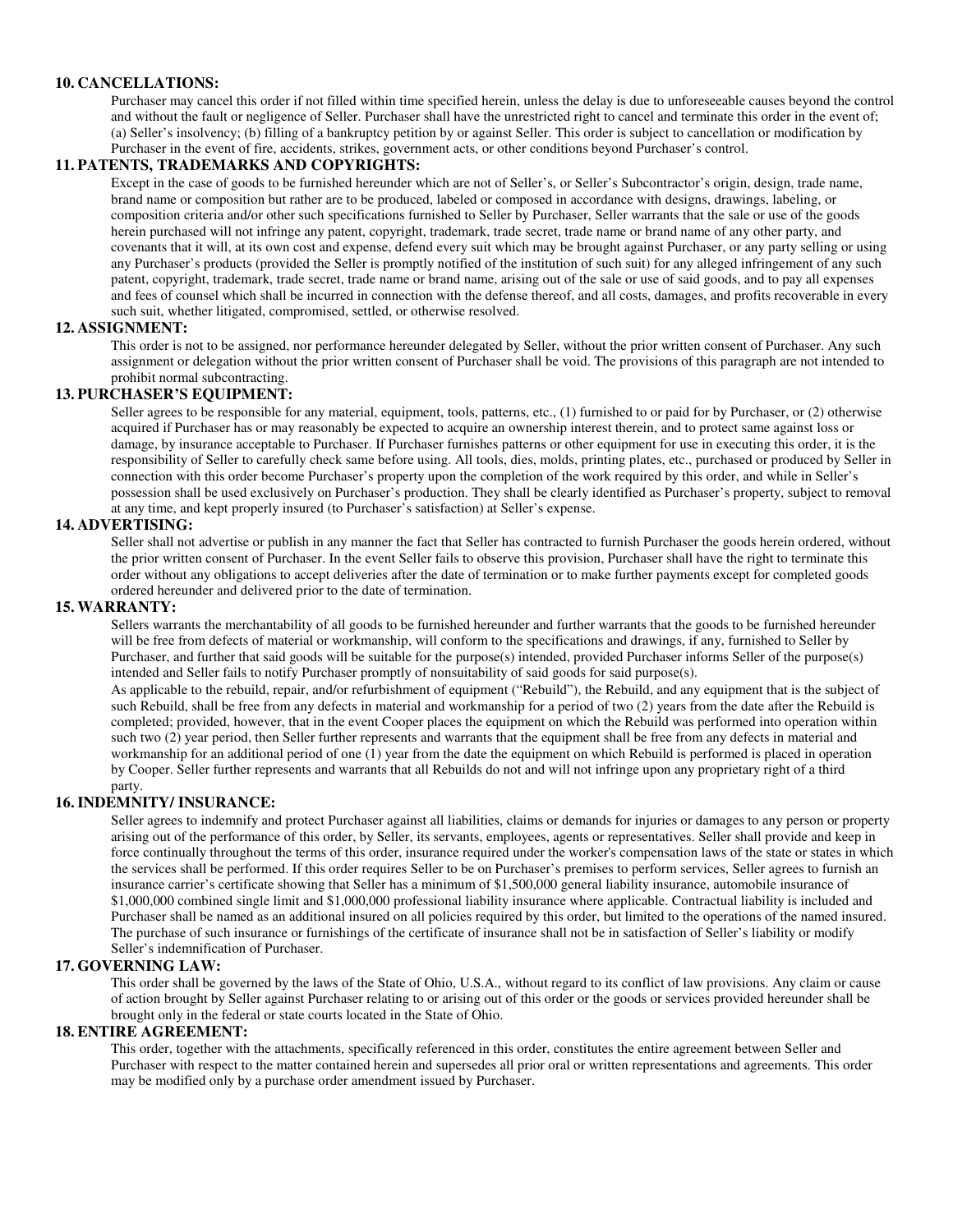**10. CANCELLATIONS:**

Purchaser may cancel this order if not filled within time specified herein, unless the delay is due to unforeseeable causes beyond the control and without the fault or negligence of Seller. Purchaser shall have the unrestricted right to cancel and terminate this order in the event of; (a) Seller's insolvency; (b) filling of a bankruptcy petition by or against Seller. This order is subject to cancellation or modification by Purchaser in the event of fire, accidents, strikes, government acts, or other conditions beyond Purchaser's control.

**11. PATENTS, TRADEMARKS AND COPYRIGHTS:**

Except in the case of goods to be furnished hereunder which are not of Seller's, or Seller's Subcontractor's origin, design, trade name, brand name or composition but rather are to be produced, labeled or composed in accordance with designs, drawings, labeling, or composition criteria and/or other such specifications furnished to Seller by Purchaser, Seller warrants that the sale or use of the goods herein purchased will not infringe any patent, copyright, trademark, trade secret, trade name or brand name of any other party, and covenants that it will, at its own cost and expense, defend every suit which may be brought against Purchaser, or any party selling or using any Purchaser's products (provided the Seller is promptly notified of the institution of such suit) for any alleged infringement of any such patent, copyright, trademark, trade secret, trade name or brand name, arising out of the sale or use of said goods, and to pay all expenses and fees of counsel which shall be incurred in connection with the defense thereof, and all costs, damages, and profits recoverable in every such suit, whether litigated, compromised, settled, or otherwise resolved.

**12. ASSIGNMENT:**

This order is not to be assigned, nor performance hereunder delegated by Seller, without the prior written consent of Purchaser. Any such assignment or delegation without the prior written consent of Purchaser shall be void. The provisions of this paragraph are not intended to prohibit normal subcontracting.

**13. PURCHASER'S EQUIPMENT:**

Seller agrees to be responsible for any material, equipment, tools, patterns, etc., (1) furnished to or paid for by Purchaser, or (2) otherwise acquired if Purchaser has or may reasonably be expected to acquire an ownership interest therein, and to protect same against loss or damage, by insurance acceptable to Purchaser. If Purchaser furnishes patterns or other equipment for use in executing this order, it is the responsibility of Seller to carefully check same before using. All tools, dies, molds, printing plates, etc., purchased or produced by Seller in connection with this order become Purchaser's property upon the completion of the work required by this order, and while in Seller's possession shall be used exclusively on Purchaser's production. They shall be clearly identified as Purchaser's property, subject to removal at any time, and kept properly insured (to Purchaser's satisfaction) at Seller's expense.

**14. ADVERTISING:**

Seller shall not advertise or publish in any manner the fact that Seller has contracted to furnish Purchaser the goods herein ordered, without the prior written consent of Purchaser. In the event Seller fails to observe this provision, Purchaser shall have the right to terminate this order without any obligations to accept deliveries after the date of termination or to make further payments except for completed goods ordered hereunder and delivered prior to the date of termination.

**15. WARRANTY:**

Sellers warrants the merchantability of all goods to be furnished hereunder and further warrants that the goods to be furnished hereunder will be free from defects of material or workmanship, will conform to the specifications and drawings, if any, furnished to Seller by Purchaser, and further that said goods will be suitable for the purpose(s) intended, provided Purchaser informs Seller of the purpose(s) intended and Seller fails to notify Purchaser promptly of nonsuitability of said goods for said purpose(s).

As applicable to the rebuild, repair, and/or refurbishment of equipment ("Rebuild"), the Rebuild, and any equipment that is the subject of such Rebuild, shall be free from any defects in material and workmanship for a period of two (2) years from the date after the Rebuild is completed; provided, however, that in the event Cooper places the equipment on which the Rebuild was performed into operation within such two (2) year period, then Seller further represents and warrants that the equipment shall be free from any defects in material and workmanship for an additional period of one (1) year from the date the equipment on which Rebuild is performed is placed in operation by Cooper. Seller further represents and warrants that all Rebuilds do not and will not infringe upon any proprietary right of a third party.

**16. INDEMNITY/ INSURANCE:**

Seller agrees to indemnify and protect Purchaser against all liabilities, claims or demands for injuries or damages to any person or property arising out of the performance of this order, by Seller, its servants, employees, agents or representatives. Seller shall provide and keep in force continually throughout the terms of this order, insurance required under the worker's compensation laws of the state or states in which the services shall be performed. If this order requires Seller to be on Purchaser's premises to perform services, Seller agrees to furnish an insurance carrier's certificate showing that Seller has a minimum of $1,500,000 general liability insurance, automobile insurance of $1,000,000 combined single limit and $1,000,000 professional liability insurance where applicable. Contractual liability is included and Purchaser shall be named as an additional insured on all policies required by this order, but limited to the operations of the named insured. The purchase of such insurance or furnishings of the certificate of insurance shall not be in satisfaction of Seller's liability or modify Seller's indemnification of Purchaser.

**17. GOVERNING LAW:**

This order shall be governed by the laws of the State of Ohio, U.S.A., without regard to its conflict of law provisions. Any claim or cause of action brought by Seller against Purchaser relating to or arising out of this order or the goods or services provided hereunder shall be brought only in the federal or state courts located in the State of Ohio.

**18. ENTIRE AGREEMENT:**

This order, together with the attachments, specifically referenced in this order, constitutes the entire agreement between Seller and Purchaser with respect to the matter contained herein and supersedes all prior oral or written representations and agreements. This order may be modified only by a purchase order amendment issued by Purchaser.